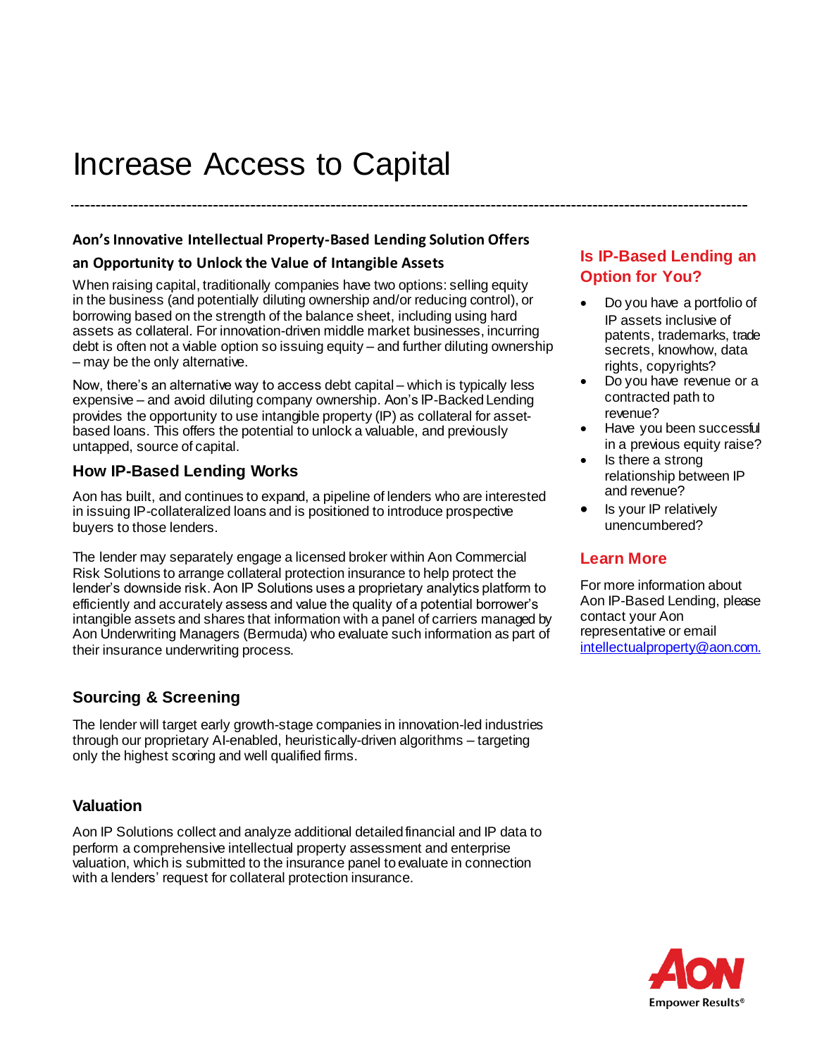# Increase Access to Capital

**Aon's Innovative Intellectual Property-Based Lending Solution Offers an Opportunity to Unlock the Value of Intangible Assets**

When raising capital, traditionally companies have two options: selling equity in the business (and potentially diluting ownership and/or reducing control), or borrowing based on the strength of the balance sheet, including using hard assets as collateral. For innovation-driven middle market businesses, incurring debt is often not a viable option so issuing equity – and further diluting ownership – may be the only alternative.

Now, there's an alternative way to access debt capital – which is typically less expensive – and avoid diluting company ownership. Aon's IP-Backed Lending provides the opportunity to use intangible property (IP) as collateral for asset-based loans. This offers the potential to unlock a valuable, and previously untapped, source of capital.

## How IP-Based Lending Works

Aon has built, and continues to expand, a pipeline of lenders who are interested in issuing IP-collateralized loans and is positioned to introduce prospective buyers to those lenders.

The lender may separately engage a licensed broker within Aon Commercial Risk Solutions to arrange collateral protection insurance to help protect the lender's downside risk. Aon IP Solutions uses a proprietary analytics platform to efficiently and accurately assess and value the quality of a potential borrower's intangible assets and shares that information with a panel of carriers managed by Aon Underwriting Managers (Bermuda) who evaluate such information as part of their insurance underwriting process.

## Sourcing & Screening

The lender will target early growth-stage companies in innovation-led industries through our proprietary AI-enabled, heuristically-driven algorithms – targeting only the highest scoring and well qualified firms.

## Valuation

Aon IP Solutions collect and analyze additional detailed financial and IP data to perform a comprehensive intellectual property assessment and enterprise valuation, which is submitted to the insurance panel to evaluate in connection with a lenders' request for collateral protection insurance.

## Is IP-Based Lending an Option for You?

- Do you have a portfolio of IP assets inclusive of patents, trademarks, trade secrets, knowhow, data rights, copyrights?
- Do you have revenue or a contracted path to revenue?
- Have you been successful in a previous equity raise?
- Is there a strong relationship between IP and revenue?
- Is your IP relatively unencumbered?

## Learn More

For more information about Aon IP-Based Lending, please contact your Aon representative or email intellectualproperty@aon.com.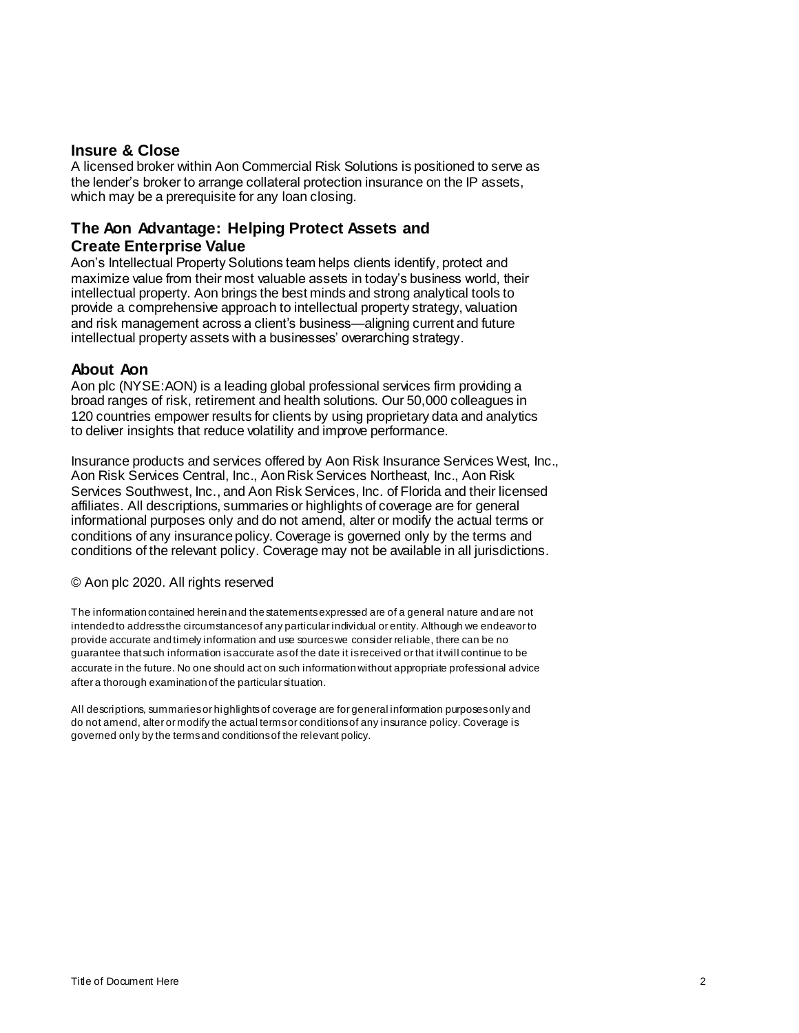## Insure & Close

A licensed broker within Aon Commercial Risk Solutions is positioned to serve as the lender's broker to arrange collateral protection insurance on the IP assets, which may be a prerequisite for any loan closing.

## The Aon Advantage: Helping Protect Assets and Create Enterprise Value

Aon's Intellectual Property Solutions team helps clients identify, protect and maximize value from their most valuable assets in today's business world, their intellectual property. Aon brings the best minds and strong analytical tools to provide a comprehensive approach to intellectual property strategy, valuation and risk management across a client's business—aligning current and future intellectual property assets with a businesses' overarching strategy.

## About Aon

Aon plc (NYSE:AON) is a leading global professional services firm providing a broad ranges of risk, retirement and health solutions. Our 50,000 colleagues in 120 countries empower results for clients by using proprietary data and analytics to deliver insights that reduce volatility and improve performance.

Insurance products and services offered by Aon Risk Insurance Services West, Inc., Aon Risk Services Central, Inc., Aon Risk Services Northeast, Inc., Aon Risk Services Southwest, Inc., and Aon Risk Services, Inc. of Florida and their licensed affiliates. All descriptions, summaries or highlights of coverage are for general informational purposes only and do not amend, alter or modify the actual terms or conditions of any insurance policy. Coverage is governed only by the terms and conditions of the relevant policy. Coverage may not be available in all jurisdictions.

© Aon plc 2020. All rights reserved

The information contained herein and the statements expressed are of a general nature and are not intended to address the circumstances of any particular individual or entity. Although we endeavor to provide accurate and timely information and use sources we consider reliable, there can be no guarantee that such information is accurate as of the date it is received or that it will continue to be accurate in the future. No one should act on such information without appropriate professional advice after a thorough examination of the particular situation.

All descriptions, summaries or highlights of coverage are for general information purposes only and do not amend, alter or modify the actual terms or conditions of any insurance policy. Coverage is governed only by the terms and conditions of the relevant policy.